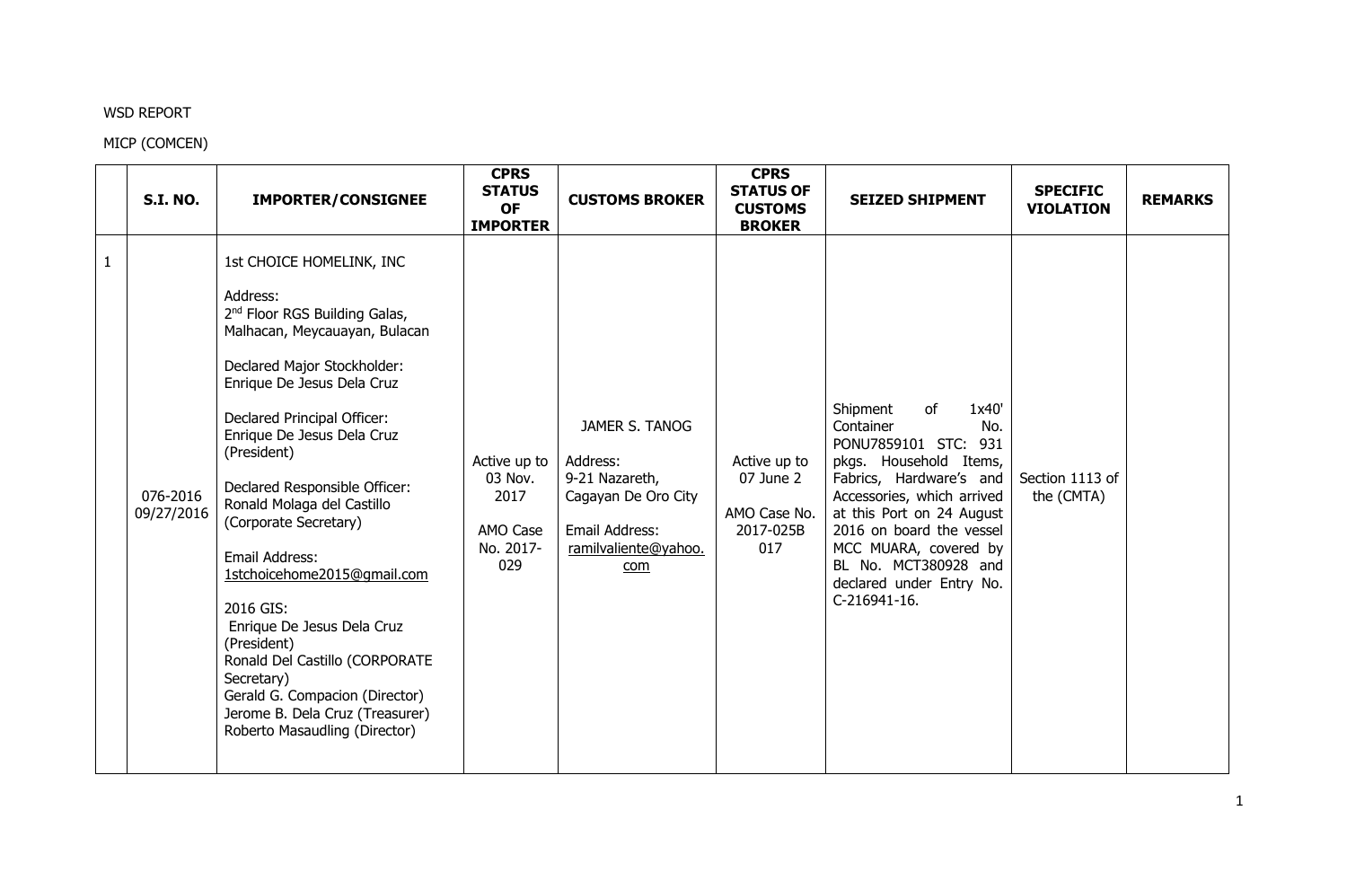WSD REPORT

MICP (COMCEN)

| | S.I. NO. | IMPORTER/CONSIGNEE | CPRS STATUS OF IMPORTER | CUSTOMS BROKER | CPRS STATUS OF CUSTOMS BROKER | SEIZED SHIPMENT | SPECIFIC VIOLATION | REMARKS |
|---|---|---|---|---|---|---|---|---|
| 1 | 076-2016 09/27/2016 | 1st CHOICE HOMELINK, INC<br><br>Address:<br>2nd Floor RGS Building Galas, Malhacan, Meycauayan, Bulacan<br><br>Declared Major Stockholder:<br>Enrique De Jesus Dela Cruz<br><br>Declared Principal Officer:<br>Enrique De Jesus Dela Cruz (President)<br><br>Declared Responsible Officer:<br>Ronald Molaga del Castillo (Corporate Secretary)<br><br>Email Address:<br>1stchoicehome2015@gmail.com<br><br>2016 GIS:<br>Enrique De Jesus Dela Cruz (President)<br>Ronald Del Castillo (CORPORATE Secretary)<br>Gerald G. Compacion (Director)<br>Jerome B. Dela Cruz (Treasurer)<br>Roberto Masaudling (Director) | Active up to 03 Nov. 2017<br><br>AMO Case No. 2017-029 | JAMER S. TANOG<br><br>Address:<br>9-21 Nazareth, Cagayan De Oro City<br><br>Email Address:<br>ramilvaliente@yahoo.com | Active up to 07 June 2<br><br>AMO Case No. 2017-025B 017 | Shipment of 1x40' Container No. PONU7859101 STC: 931 pkgs. Household Items, Fabrics, Hardware's and Accessories, which arrived at this Port on 24 August 2016 on board the vessel MCC MUARA, covered by BL No. MCT380928 and declared under Entry No. C-216941-16. | Section 1113 of the (CMTA) | |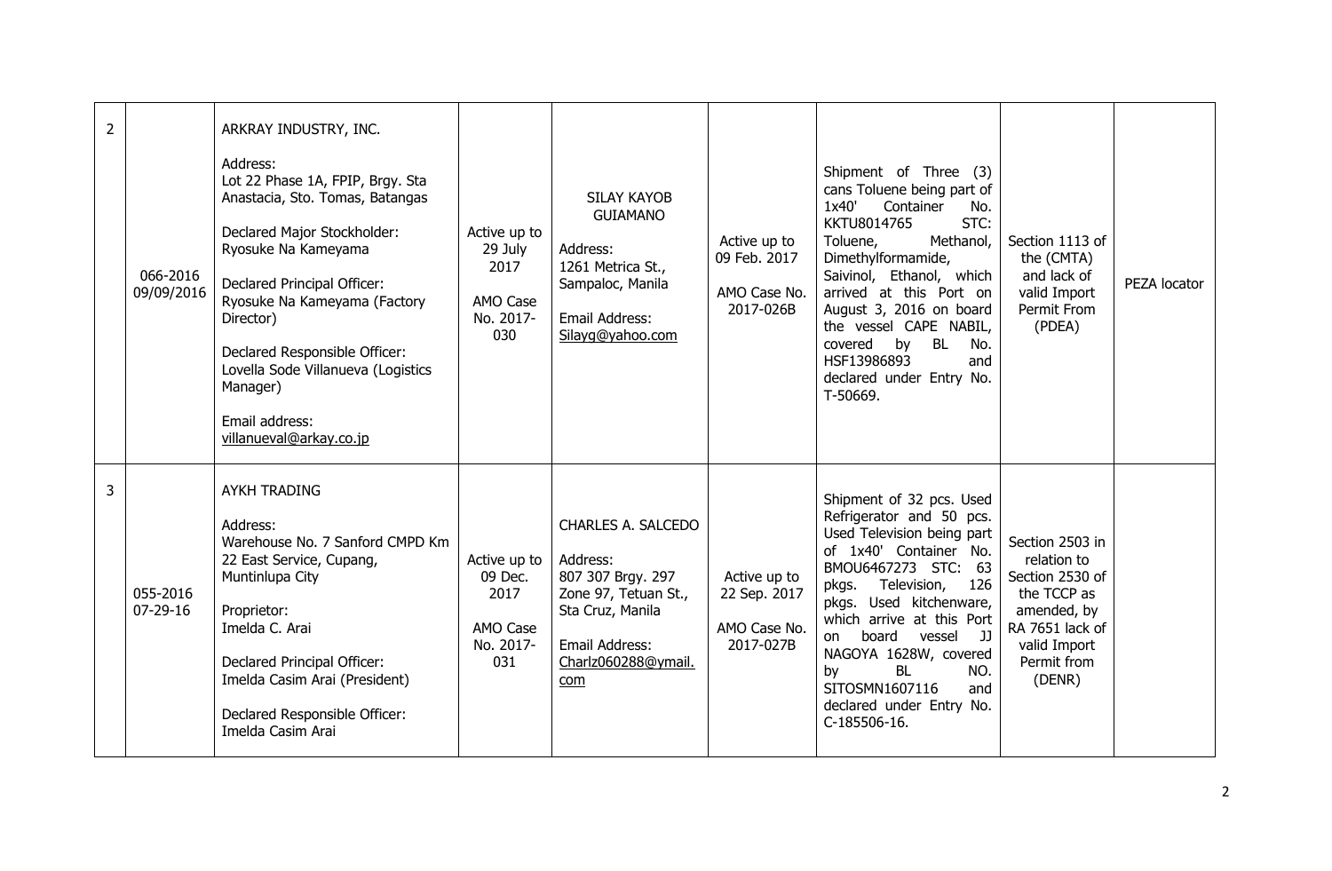| 2 | 066-2016 09/09/2016 | ARKRAY INDUSTRY, INC.<br><br>Address:<br>Lot 22 Phase 1A, FPIP, Brgy. Sta Anastacia, Sto. Tomas, Batangas<br><br>Declared Major Stockholder:<br>Ryosuke Na Kameyama<br><br>Declared Principal Officer:<br>Ryosuke Na Kameyama (Factory Director)<br><br>Declared Responsible Officer:<br>Lovella Sode Villanueva (Logistics Manager)<br><br>Email address:<br>villanueval@arkay.co.jp | Active up to 29 July 2017<br><br>AMO Case No. 2017-030 | SILAY KAYOB GUIAMANO<br><br>Address:<br>1261 Metrica St., Sampaloc, Manila<br><br>Email Address:<br>Silayg@yahoo.com | Active up to 09 Feb. 2017<br><br>AMO Case No. 2017-026B | Shipment of Three (3) cans Toluene being part of 1x40' Container No. KKTU8014765 STC: Toluene, Methanol, Dimethylformamide, Saivinol, Ethanol, which arrived at this Port on August 3, 2016 on board the vessel CAPE NABIL, covered by BL No. HSF13986893 and declared under Entry No. T-50669. | Section 1113 of the (CMTA) and lack of valid Import Permit From (PDEA) | PEZA locator |
|---|---|---|---|---|---|---|---|---|
| 3 | 055-2016 07-29-16 | AYKH TRADING<br><br>Address:<br>Warehouse No. 7 Sanford CMPD Km 22 East Service, Cupang, Muntinlupa City<br><br>Proprietor:<br>Imelda C. Arai<br><br>Declared Principal Officer:<br>Imelda Casim Arai (President)<br><br>Declared Responsible Officer:<br>Imelda Casim Arai | Active up to 09 Dec. 2017<br><br>AMO Case No. 2017-031 | CHARLES A. SALCEDO<br><br>Address:<br>807 307 Brgy. 297 Zone 97, Tetuan St., Sta Cruz, Manila<br><br>Email Address:<br>Charlz060288@ymail.com | Active up to 22 Sep. 2017<br><br>AMO Case No. 2017-027B | Shipment of 32 pcs. Used Refrigerator and 50 pcs. Used Television being part of 1x40' Container No. BMOU6467273 STC: 63 pkgs. Television, 126 pkgs. Used kitchenware, which arrive at this Port on board vessel JJ NAGOYA 1628W, covered by BL NO. SITOSMN1607116 and declared under Entry No. C-185506-16. | Section 2503 in relation to Section 2530 of the TCCP as amended, by RA 7651 lack of valid Import Permit from (DENR) | |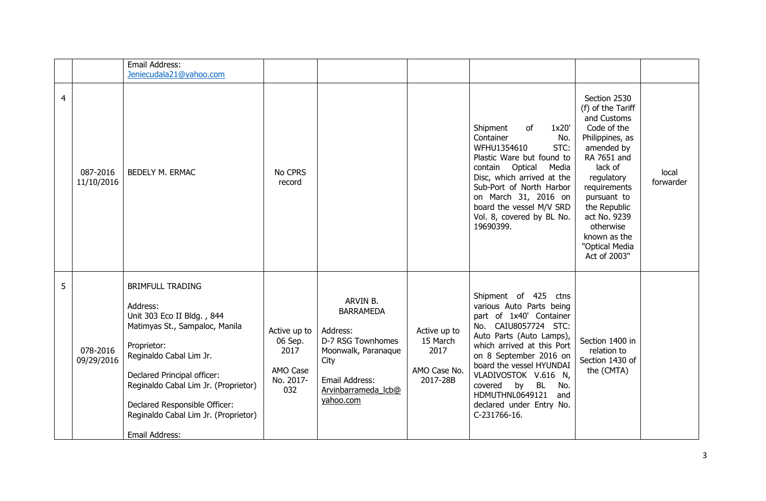|  |  |  |  |  |  |  |  |  |
|---|---|---|---|---|---|---|---|---|
|  |  | Email Address: Jeniecudala21@yahoo.com |  |  |  |  |  |  |
| 4 | 087-2016 11/10/2016 | BEDELY M. ERMAC | No CPRS record |  |  | Shipment of 1x20' Container No. WFHU1354610 STC: Plastic Ware but found to contain Optical Media Disc, which arrived at the Sub-Port of North Harbor on March 31, 2016 on board the vessel M/V SRD Vol. 8, covered by BL No. 19690399. | Section 2530 (f) of the Tariff and Customs Code of the Philippines, as amended by RA 7651 and lack of regulatory requirements pursuant to the Republic act No. 9239 otherwise known as the "Optical Media Act of 2003" | local forwarder |
| 5 | 078-2016 09/29/2016 | BRIMFULL TRADING<br><br>Address:<br>Unit 303 Eco II Bldg. , 844 Matimyas St., Sampaloc, Manila<br><br>Proprietor:<br>Reginaldo Cabal Lim Jr.<br><br>Declared Principal officer:<br>Reginaldo Cabal Lim Jr. (Proprietor)<br><br>Declared Responsible Officer:<br>Reginaldo Cabal Lim Jr. (Proprietor)<br><br>Email Address: | Active up to 06 Sep. 2017<br><br>AMO Case No. 2017-032 | ARVIN B. BARRAMEDA<br><br>Address:<br>D-7 RSG Townhomes Moonwalk, Paranaque City<br><br>Email Address:<br>Arvinbarrameda_lcb@yahoo.com | Active up to 15 March 2017<br><br>AMO Case No. 2017-28B | Shipment of 425 ctns various Auto Parts being part of 1x40' Container No. CAIU8057724 STC: Auto Parts (Auto Lamps), which arrived at this Port on 8 September 2016 on board the vessel HYUNDAI VLADIVOSTOK V.616 N, covered by BL No. HDMUTHNL0649121 and declared under Entry No. C-231766-16. | Section 1400 in relation to Section 1430 of the (CMTA) |  |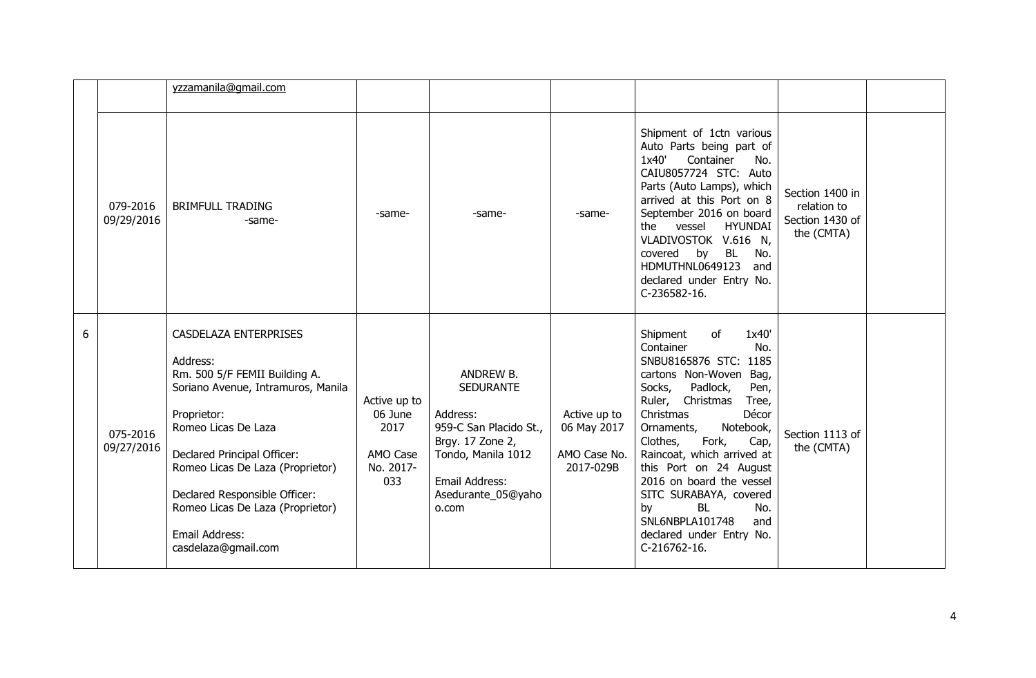|  |  |  |  |  |  |  |  |  |
|---|---|---|---|---|---|---|---|---|
|  |  | yzzamanila@gmail.com |  |  |  |  |  |  |
|  | 079-2016 09/29/2016 | BRIMFULL TRADING -same- | -same- | -same- | -same- | Shipment of 1ctn various Auto Parts being part of 1x40' Container No. CAIU8057724 STC: Auto Parts (Auto Lamps), which arrived at this Port on 8 September 2016 on board the vessel HYUNDAI VLADIVOSTOK V.616 N, covered by BL No. HDMUTHNL0649123 and declared under Entry No. C-236582-16. | Section 1400 in relation to Section 1430 of the (CMTA) |  |
| 6 | 075-2016 09/27/2016 | CASDELAZA ENTERPRISES<br><br>Address:<br>Rm. 500 5/F FEMII Building A. Soriano Avenue, Intramuros, Manila<br><br>Proprietor:<br>Romeo Licas De Laza<br><br>Declared Principal Officer:<br>Romeo Licas De Laza (Proprietor)<br><br>Declared Responsible Officer:<br>Romeo Licas De Laza (Proprietor)<br><br>Email Address:<br>casdelaza@gmail.com | Active up to 06 June 2017<br><br>AMO Case No. 2017-033 | ANDREW B. SEDURANTE<br><br>Address:<br>959-C San Placido St., Brgy. 17 Zone 2, Tondo, Manila 1012<br><br>Email Address:<br>Asedurante_05@yahoo.com | Active up to 06 May 2017<br><br>AMO Case No. 2017-029B | Shipment of 1x40' Container No. SNBU8165876 STC: 1185 cartons Non-Woven Bag, Socks, Padlock, Pen, Ruler, Christmas Tree, Christmas Décor Ornaments, Notebook, Clothes, Fork, Cap, Raincoat, which arrived at this Port on 24 August 2016 on board the vessel SITC SURABAYA, covered by BL No. SNL6NBPLA101748 and declared under Entry No. C-216762-16. | Section 1113 of the (CMTA) |  |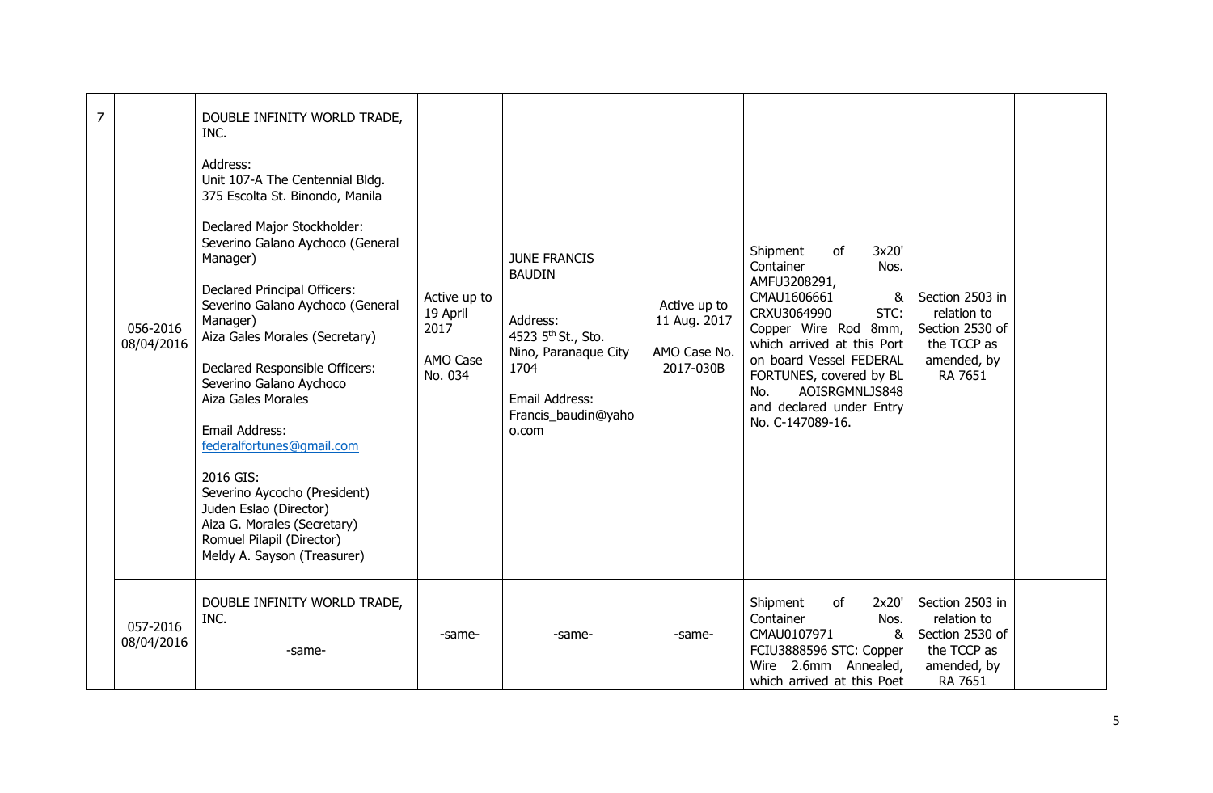| 7 | 056-2016 08/04/2016 | DOUBLE INFINITY WORLD TRADE, INC.<br><br>Address:<br>Unit 107-A The Centennial Bldg. 375 Escolta St. Binondo, Manila<br><br>Declared Major Stockholder:<br>Severino Galano Aychoco (General Manager)<br><br>Declared Principal Officers:<br>Severino Galano Aychoco (General Manager)<br>Aiza Gales Morales (Secretary)<br><br>Declared Responsible Officers:<br>Severino Galano Aychoco<br>Aiza Gales Morales<br><br>Email Address:<br>federalfortunes@gmail.com<br><br>2016 GIS:<br>Severino Aycocho (President)<br>Juden Eslao (Director)<br>Aiza G. Morales (Secretary)<br>Romuel Pilapil (Director)<br>Meldy A. Sayson (Treasurer) | Active up to 19 April 2017<br><br>AMO Case No. 034 | JUNE FRANCIS BAUDIN<br><br>Address:<br>4523 5th St., Sto. Nino, Paranaque City 1704<br><br>Email Address:<br>Francis_baudin@yahoo.com | Active up to 11 Aug. 2017<br><br>AMO Case No. 2017-030B | Shipment of 3x20' Container Nos. AMFU3208291, CMAU1606661 & CRXU3064990 STC: Copper Wire Rod 8mm, which arrived at this Port on board Vessel FEDERAL FORTUNES, covered by BL No. AOISRGMNLJS848 and declared under Entry No. C-147089-16. | Section 2503 in relation to Section 2530 of the TCCP as amended, by RA 7651 | |
|---|---|---|---|---|---|---|---|---|
| | 057-2016 08/04/2016 | DOUBLE INFINITY WORLD TRADE, INC.<br><br>-same- | -same- | -same- | -same- | Shipment of 2x20' Container Nos. CMAU0107971 & FCIU3888596 STC: Copper Wire 2.6mm Annealed, which arrived at this Poet | Section 2503 in relation to Section 2530 of the TCCP as amended, by RA 7651 | |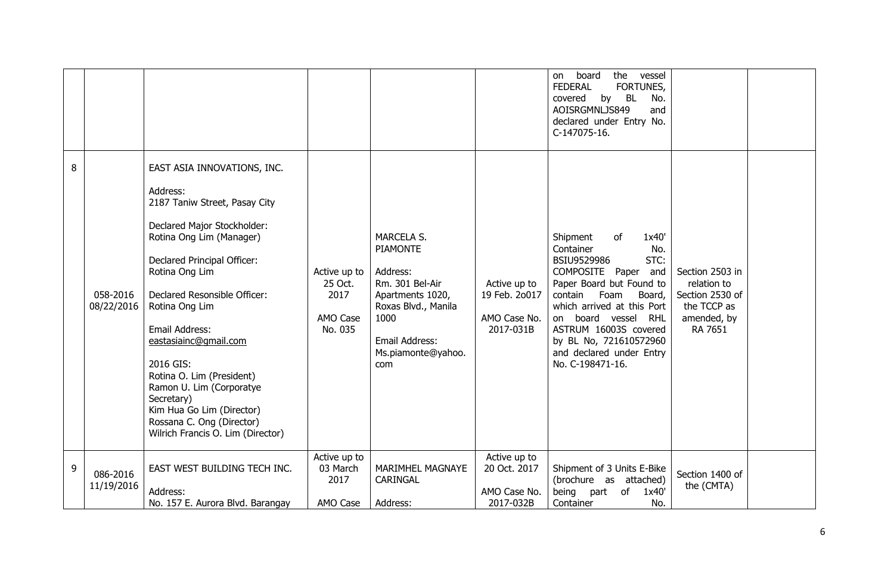| | | | | | | | | |
|---|---|---|---|---|---|---|---|---|
| | | | | | | on board the vessel FEDERAL FORTUNES, covered by BL No. AOISRGMNLJS849 and declared under Entry No. C-147075-16. | | |
| 8 | 058-2016 08/22/2016 | EAST ASIA INNOVATIONS, INC.<br><br>Address:<br>2187 Taniw Street, Pasay City<br><br>Declared Major Stockholder:<br>Rotina Ong Lim (Manager)<br><br>Declared Principal Officer:<br>Rotina Ong Lim<br><br>Declared Resonsible Officer:<br>Rotina Ong Lim<br><br>Email Address:<br>eastasiainc@gmail.com<br><br>2016 GIS:<br>Rotina O. Lim (President)<br>Ramon U. Lim (Corporatye Secretary)<br>Kim Hua Go Lim (Director)<br>Rossana C. Ong (Director)<br>Wilrich Francis O. Lim (Director) | Active up to 25 Oct. 2017<br><br>AMO Case No. 035 | MARCELA S. PIAMONTE<br><br>Address:<br>Rm. 301 Bel-Air Apartments 1020, Roxas Blvd., Manila 1000<br><br>Email Address:<br>Ms.piamonte@yahoo.com | Active up to 19 Feb. 2o017<br><br>AMO Case No. 2017-031B | Shipment of 1x40' Container No. BSIU9529986 STC: COMPOSITE Paper and Paper Board but Found to contain Foam Board, which arrived at this Port on board vessel RHL ASTRUM 16003S covered by BL No, 721610572960 and declared under Entry No. C-198471-16. | Section 2503 in relation to Section 2530 of the TCCP as amended, by RA 7651 | |
| 9 | 086-2016 11/19/2016 | EAST WEST BUILDING TECH INC.<br><br>Address:<br>No. 157 E. Aurora Blvd. Barangay | Active up to 03 March 2017<br><br>AMO Case | MARIMHEL MAGNAYE CARINGAL<br><br>Address: | Active up to 20 Oct. 2017<br><br>AMO Case No. 2017-032B | Shipment of 3 Units E-Bike (brochure as attached) being part of 1x40' Container No. | Section 1400 of the (CMTA) | |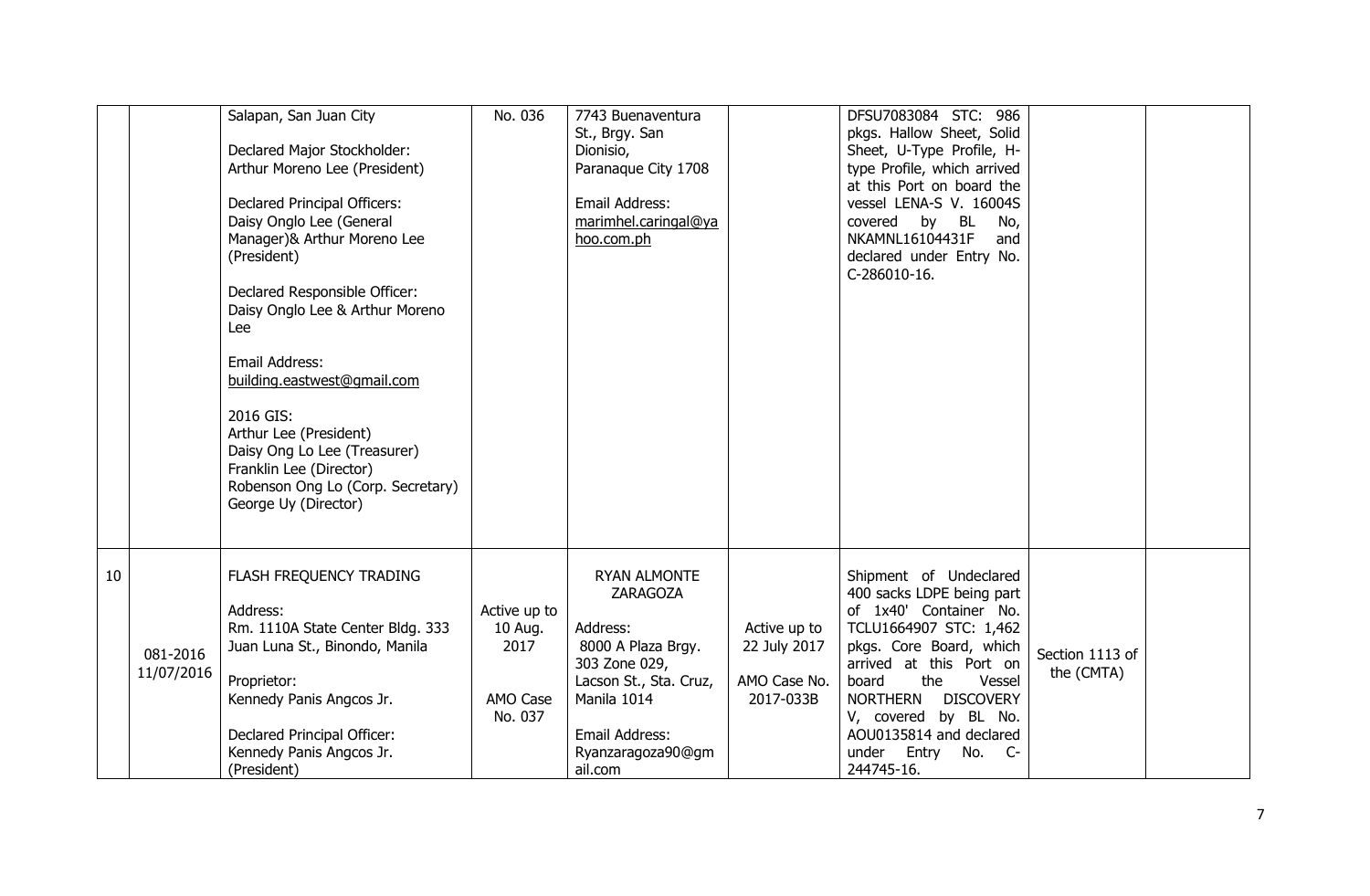|  |  |  |  |  |  |  |  |  |
|---|---|---|---|---|---|---|---|---|
|  |  | Salapan, San Juan City<br><br>Declared Major Stockholder:<br>Arthur Moreno Lee (President)<br><br>Declared Principal Officers:<br>Daisy Onglo Lee (General Manager)& Arthur Moreno Lee (President)<br><br>Declared Responsible Officer:<br>Daisy Onglo Lee & Arthur Moreno Lee<br><br>Email Address:<br>building.eastwest@gmail.com<br><br>2016 GIS:<br>Arthur Lee (President)<br>Daisy Ong Lo Lee (Treasurer)<br>Franklin Lee (Director)<br>Robenson Ong Lo (Corp. Secretary)<br>George Uy (Director) | No. 036 | 7743 Buenaventura St., Brgy. San Dionisio,<br>Paranaque City 1708<br><br>Email Address:<br>marimhel.caringal@yahoo.com.ph |  | DFSU7083084 STC: 986 pkgs. Hallow Sheet, Solid Sheet, U-Type Profile, H-type Profile, which arrived at this Port on board the vessel LENA-S V. 16004S covered by BL No, NKAMNL16104431F and declared under Entry No. C-286010-16. |  |  |
| 10 | 081-2016<br>11/07/2016 | FLASH FREQUENCY TRADING<br><br>Address:<br>Rm. 1110A State Center Bldg. 333 Juan Luna St., Binondo, Manila<br><br>Proprietor:<br>Kennedy Panis Angcos Jr.<br><br>Declared Principal Officer:<br>Kennedy Panis Angcos Jr. (President) | Active up to 10 Aug. 2017<br><br>AMO Case No. 037 | RYAN ALMONTE ZARAGOZA<br><br>Address:<br>8000 A Plaza Brgy. 303 Zone 029, Lacson St., Sta. Cruz, Manila 1014<br><br>Email Address:<br>Ryanzaragoza90@gmail.com | Active up to 22 July 2017<br><br>AMO Case No. 2017-033B | Shipment of Undeclared 400 sacks LDPE being part of 1x40' Container No. TCLU1664907 STC: 1,462 pkgs. Core Board, which arrived at this Port on board the Vessel NORTHERN DISCOVERY V, covered by BL No. AOU0135814 and declared under Entry No. C-244745-16. | Section 1113 of the (CMTA) |  |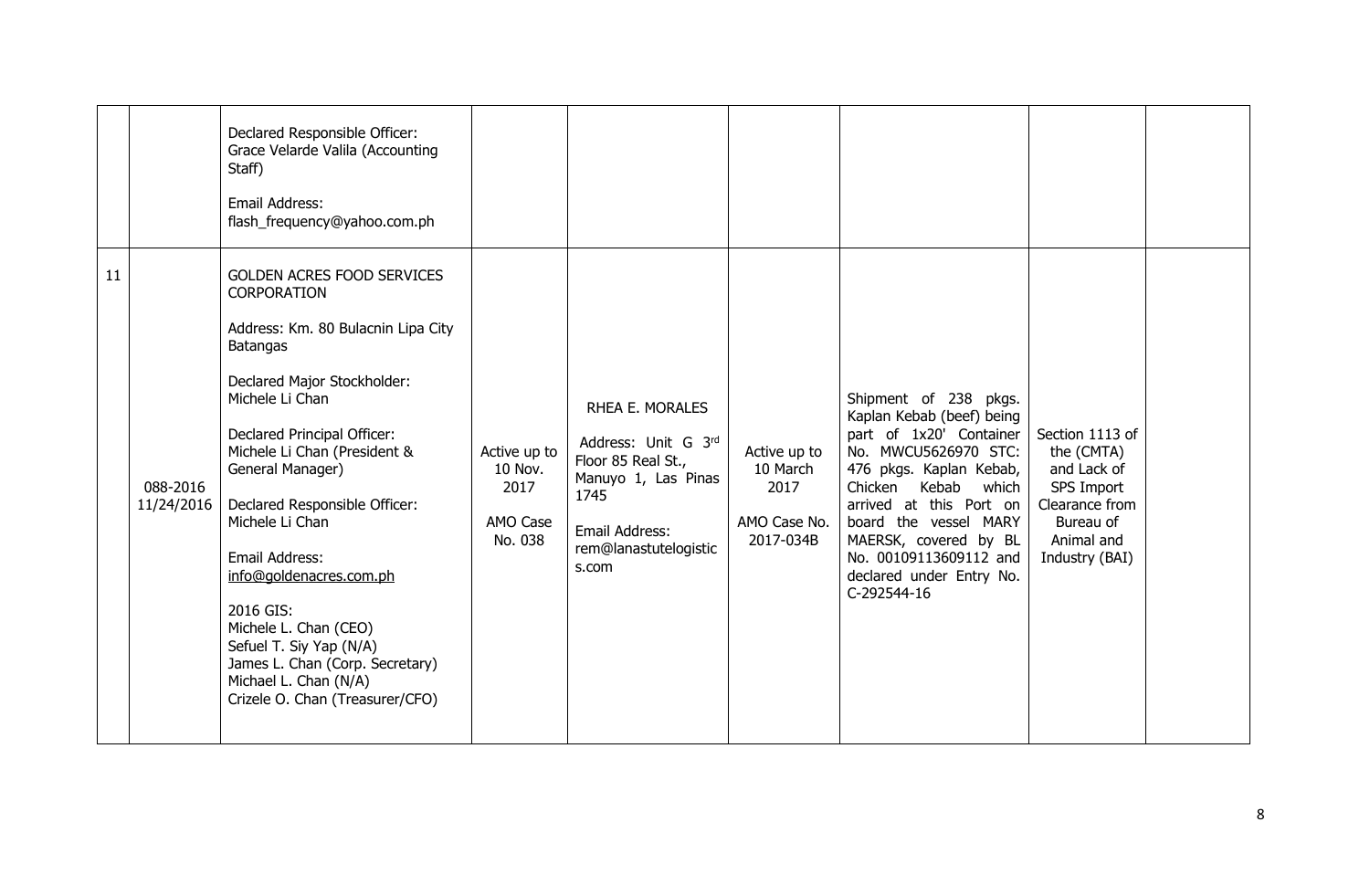| | | | | | | | | |
|---|---|---|---|---|---|---|---|---|
| | | Declared Responsible Officer: Grace Velarde Valila (Accounting Staff)<br><br>Email Address: flash_frequency@yahoo.com.ph | | | | | | |
| 11 | 088-2016 11/24/2016 | GOLDEN ACRES FOOD SERVICES CORPORATION<br><br>Address: Km. 80 Bulacnin Lipa City Batangas<br><br>Declared Major Stockholder: Michele Li Chan<br><br>Declared Principal Officer: Michele Li Chan (President & General Manager)<br><br>Declared Responsible Officer: Michele Li Chan<br><br>Email Address: info@goldenacres.com.ph<br><br>2016 GIS:<br>Michele L. Chan (CEO)<br>Sefuel T. Siy Yap (N/A)<br>James L. Chan (Corp. Secretary)<br>Michael L. Chan (N/A)<br>Crizele O. Chan (Treasurer/CFO) | Active up to 10 Nov. 2017<br><br>AMO Case No. 038 | RHEA E. MORALES<br><br>Address: Unit G 3rd Floor 85 Real St., Manuyo 1, Las Pinas 1745<br><br>Email Address: rem@lanastutelogistics.com | Active up to 10 March 2017<br><br>AMO Case No. 2017-034B | Shipment of 238 pkgs. Kaplan Kebab (beef) being part of 1x20' Container No. MWCU5626970 STC: 476 pkgs. Kaplan Kebab, Chicken Kebab which arrived at this Port on board the vessel MARY MAERSK, covered by BL No. 00109113609112 and declared under Entry No. C-292544-16 | Section 1113 of the (CMTA) and Lack of SPS Import Clearance from Bureau of Animal and Industry (BAI) | |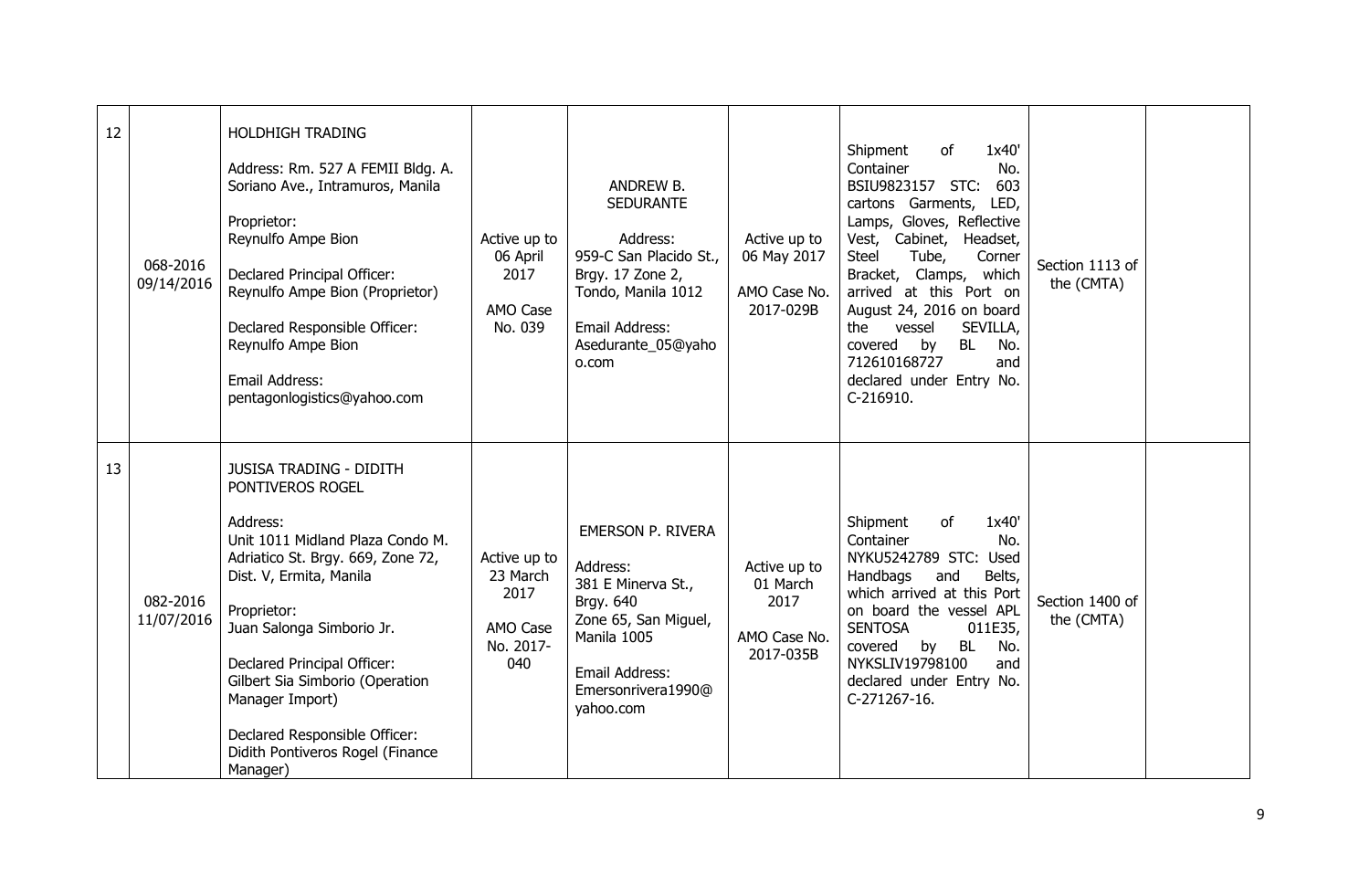| 12 | 068-2016<br>09/14/2016 | HOLDHIGH TRADING<br><br>Address: Rm. 527 A FEMII Bldg. A. Soriano Ave., Intramuros, Manila<br><br>Proprietor:<br>Reynulfo Ampe Bion<br><br>Declared Principal Officer:<br>Reynulfo Ampe Bion (Proprietor)<br><br>Declared Responsible Officer:<br>Reynulfo Ampe Bion<br><br>Email Address:<br>pentagonlogistics@yahoo.com | Active up to 06 April 2017<br><br>AMO Case No. 039 | ANDREW B. SEDURANTE<br><br>Address:<br>959-C San Placido St., Brgy. 17 Zone 2, Tondo, Manila 1012<br><br>Email Address:<br>Asedurante_05@yahoo.com | Active up to 06 May 2017<br><br>AMO Case No. 2017-029B | Shipment of 1x40' Container No. BSIU9823157 STC: 603 cartons Garments, LED, Lamps, Gloves, Reflective Vest, Cabinet, Headset, Steel Tube, Corner Bracket, Clamps, which arrived at this Port on August 24, 2016 on board the vessel SEVILLA, covered by BL No. 712610168727 and declared under Entry No. C-216910. | Section 1113 of the (CMTA) | |
|---|---|---|---|---|---|---|---|---|
| 13 | 082-2016<br>11/07/2016 | JUSISA TRADING - DIDITH PONTIVEROS ROGEL<br><br>Address:<br>Unit 1011 Midland Plaza Condo M. Adriatico St. Brgy. 669, Zone 72, Dist. V, Ermita, Manila<br><br>Proprietor:<br>Juan Salonga Simborio Jr.<br><br>Declared Principal Officer:<br>Gilbert Sia Simborio (Operation Manager Import)<br><br>Declared Responsible Officer:<br>Didith Pontiveros Rogel (Finance Manager) | Active up to 23 March 2017<br><br>AMO Case No. 2017-040 | EMERSON P. RIVERA<br><br>Address:<br>381 E Minerva St., Brgy. 640<br>Zone 65, San Miguel, Manila 1005<br><br>Email Address:<br>Emersonrivera1990@yahoo.com | Active up to 01 March 2017<br><br>AMO Case No. 2017-035B | Shipment of 1x40' Container No. NYKU5242789 STC: Used Handbags and Belts, which arrived at this Port on board the vessel APL SENTOSA 011E35, covered by BL No. NYKSLIV19798100 and declared under Entry No. C-271267-16. | Section 1400 of the (CMTA) | |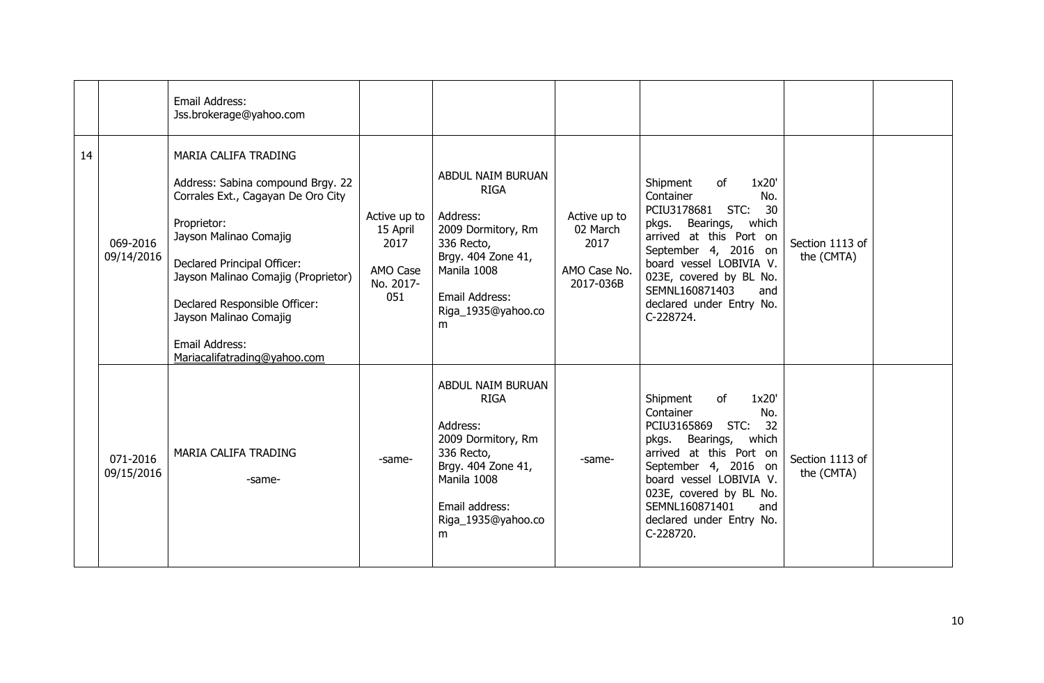| | | | | | | | | |
|---|---|---|---|---|---|---|---|---|
| | | Email Address: Jss.brokerage@yahoo.com | | | | | | |
| 14 | 069-2016 09/14/2016 | MARIA CALIFA TRADING<br><br>Address: Sabina compound Brgy. 22 Corrales Ext., Cagayan De Oro City<br><br>Proprietor: Jayson Malinao Comajig<br><br>Declared Principal Officer: Jayson Malinao Comajig (Proprietor)<br><br>Declared Responsible Officer: Jayson Malinao Comajig<br><br>Email Address: Mariacalifatrading@yahoo.com | Active up to 15 April 2017<br><br>AMO Case No. 2017-051 | ABDUL NAIM BURUAN RIGA<br><br>Address: 2009 Dormitory, Rm 336 Recto, Brgy. 404 Zone 41, Manila 1008<br><br>Email Address: Riga_1935@yahoo.com | Active up to 02 March 2017<br><br>AMO Case No. 2017-036B | Shipment of 1x20' Container No. PCIU3178681 STC: 30 pkgs. Bearings, which arrived at this Port on September 4, 2016 on board vessel LOBIVIA V. 023E, covered by BL No. SEMNL160871403 and declared under Entry No. C-228724. | Section 1113 of the (CMTA) | |
| | 071-2016 09/15/2016 | MARIA CALIFA TRADING<br><br>-same- | -same- | ABDUL NAIM BURUAN RIGA<br><br>Address: 2009 Dormitory, Rm 336 Recto, Brgy. 404 Zone 41, Manila 1008<br><br>Email address: Riga_1935@yahoo.com | -same- | Shipment of 1x20' Container No. PCIU3165869 STC: 32 pkgs. Bearings, which arrived at this Port on September 4, 2016 on board vessel LOBIVIA V. 023E, covered by BL No. SEMNL160871401 and declared under Entry No. C-228720. | Section 1113 of the (CMTA) | |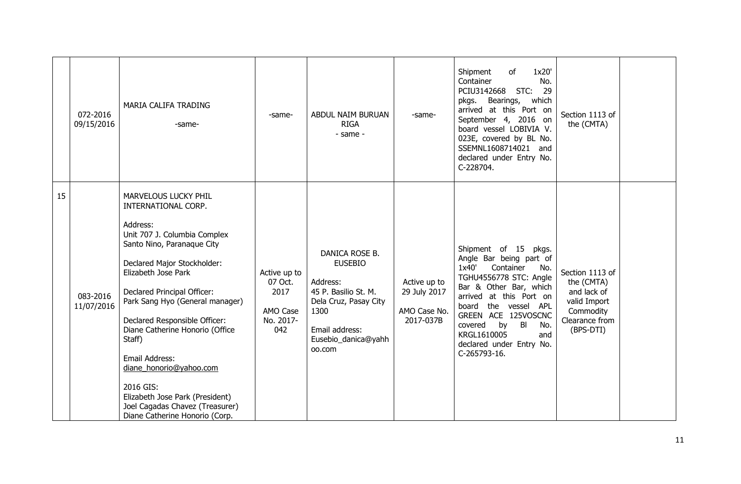|  |  |  |  |  |  |  |  |  |
|---|---|---|---|---|---|---|---|---|
|  | 072-2016 09/15/2016 | MARIA CALIFA TRADING<br><br>-same- | -same- | ABDUL NAIM BURUAN RIGA<br>- same - | -same- | Shipment of 1x20' Container No. PCIU3142668 STC: 29 pkgs. Bearings, which arrived at this Port on September 4, 2016 on board vessel LOBIVIA V. 023E, covered by BL No. SSEMNL1608714021 and declared under Entry No. C-228704. | Section 1113 of the (CMTA) |  |
| 15 | 083-2016 11/07/2016 | MARVELOUS LUCKY PHIL INTERNATIONAL CORP.<br><br>Address:<br>Unit 707 J. Columbia Complex Santo Nino, Paranaque City<br><br>Declared Major Stockholder:<br>Elizabeth Jose Park<br><br>Declared Principal Officer:<br>Park Sang Hyo (General manager)<br><br>Declared Responsible Officer:<br>Diane Catherine Honorio (Office Staff)<br><br>Email Address:<br>diane_honorio@yahoo.com<br><br>2016 GIS:<br>Elizabeth Jose Park (President)<br>Joel Cagadas Chavez (Treasurer)<br>Diane Catherine Honorio (Corp. | Active up to 07 Oct. 2017<br><br>AMO Case No. 2017-042 | DANICA ROSE B. EUSEBIO<br><br>Address:<br>45 P. Basilio St. M. Dela Cruz, Pasay City 1300<br><br>Email address:<br>Eusebio_danica@yahoo.com | Active up to 29 July 2017<br><br>AMO Case No. 2017-037B | Shipment of 15 pkgs. Angle Bar being part of 1x40' Container No. TGHU4556778 STC: Angle Bar & Other Bar, which arrived at this Port on board the vessel APL GREEN ACE 125VOSCNC covered by Bl No. KRGL1610005 and declared under Entry No. C-265793-16. | Section 1113 of the (CMTA) and lack of valid Import Commodity Clearance from (BPS-DTI) |  |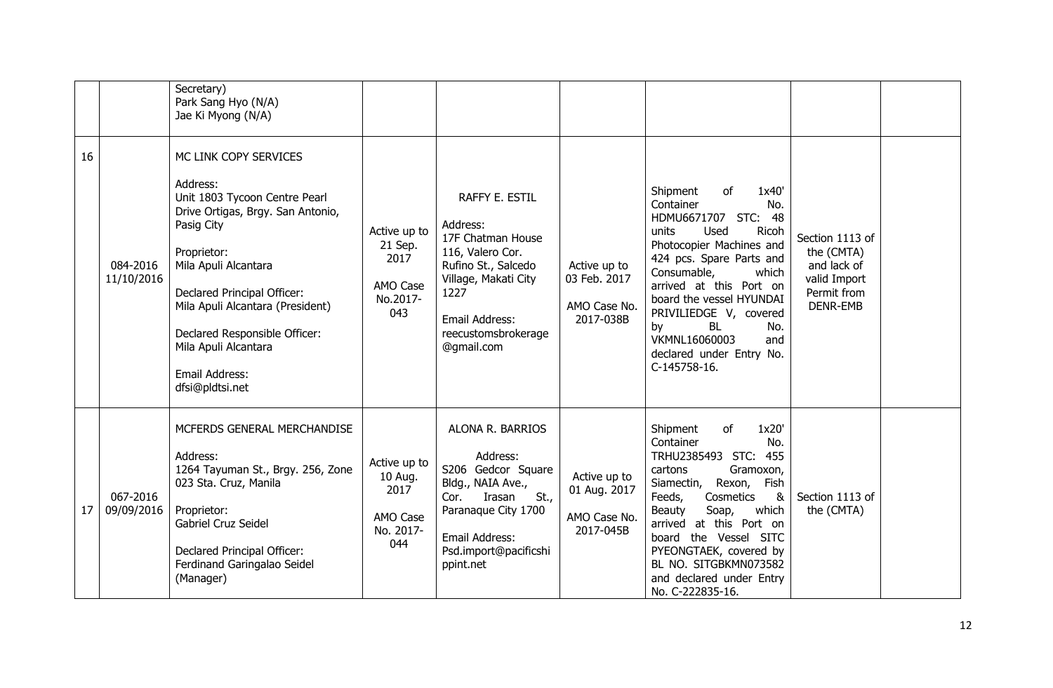| | | | | | | | | |
|---|---|---|---|---|---|---|---|---|
| | | Secretary)<br>Park Sang Hyo (N/A)<br>Jae Ki Myong (N/A) | | | | | | |
| 16 | 084-2016<br>11/10/2016 | MC LINK COPY SERVICES<br><br>Address:<br>Unit 1803 Tycoon Centre Pearl Drive Ortigas, Brgy. San Antonio, Pasig City<br><br>Proprietor:<br>Mila Apuli Alcantara<br><br>Declared Principal Officer:<br>Mila Apuli Alcantara (President)<br><br>Declared Responsible Officer:<br>Mila Apuli Alcantara<br><br>Email Address:<br>dfsi@pldtsi.net | Active up to 21 Sep. 2017<br><br>AMO Case No.2017-043 | RAFFY E. ESTIL<br><br>Address:<br>17F Chatman House 116, Valero Cor. Rufino St., Salcedo Village, Makati City 1227<br><br>Email Address:<br>reecustomsbrokerage@gmail.com | Active up to 03 Feb. 2017<br><br>AMO Case No. 2017-038B | Shipment of 1x40' Container No. HDMU6671707 STC: 48 units Used Ricoh Photocopier Machines and 424 pcs. Spare Parts and Consumable, which arrived at this Port on board the vessel HYUNDAI PRIVILIEDGE V, covered by BL No. VKMNL16060003 and declared under Entry No. C-145758-16. | Section 1113 of the (CMTA) and lack of valid Import Permit from DENR-EMB | |
| 17 | 067-2016<br>09/09/2016 | MCFERDS GENERAL MERCHANDISE<br><br>Address:<br>1264 Tayuman St., Brgy. 256, Zone 023 Sta. Cruz, Manila<br><br>Proprietor:<br>Gabriel Cruz Seidel<br><br>Declared Principal Officer:<br>Ferdinand Garingalao Seidel (Manager) | Active up to 10 Aug. 2017<br><br>AMO Case No. 2017-044 | ALONA R. BARRIOS<br><br>Address:<br>S206 Gedcor Square Bldg., NAIA Ave., Cor. Irasan St., Paranaque City 1700<br><br>Email Address:<br>Psd.import@pacificshippint.net | Active up to 01 Aug. 2017<br><br>AMO Case No. 2017-045B | Shipment of 1x20' Container No. TRHU2385493 STC: 455 cartons Gramoxon, Siamectin, Rexon, Fish Feeds, Cosmetics & Beauty Soap, which arrived at this Port on board the Vessel SITC PYEONGTAEK, covered by BL NO. SITGBKMN073582 and declared under Entry No. C-222835-16. | Section 1113 of the (CMTA) | |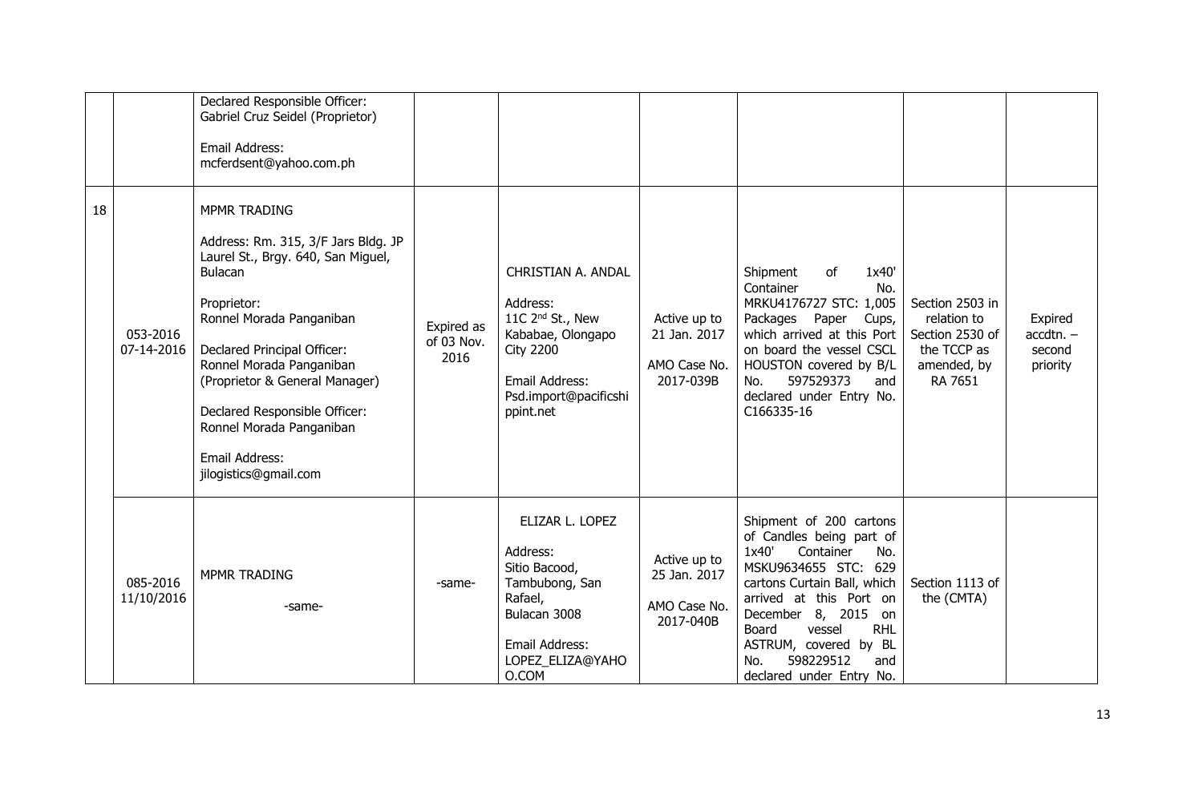| | | | | | | | | |
|---|---|---|---|---|---|---|---|---|
| | | Declared Responsible Officer: Gabriel Cruz Seidel (Proprietor)<br><br>Email Address: mcferdsent@yahoo.com.ph | | | | | | |
| 18 | 053-2016<br>07-14-2016 | MPMR TRADING<br><br>Address: Rm. 315, 3/F Jars Bldg. JP Laurel St., Brgy. 640, San Miguel, Bulacan<br><br>Proprietor:<br>Ronnel Morada Panganiban<br><br>Declared Principal Officer:<br>Ronnel Morada Panganiban (Proprietor & General Manager)<br><br>Declared Responsible Officer:<br>Ronnel Morada Panganiban<br><br>Email Address:<br>jilogistics@gmail.com | Expired as of 03 Nov. 2016 | CHRISTIAN A. ANDAL<br><br>Address:<br>11C 2nd St., New Kababae, Olongapo City 2200<br><br>Email Address:<br>Psd.import@pacificshippint.net | Active up to 21 Jan. 2017<br><br>AMO Case No. 2017-039B | Shipment of 1x40' Container No. MRKU4176727 STC: 1,005 Packages Paper Cups, which arrived at this Port on board the vessel CSCL HOUSTON covered by B/L No. 597529373 and declared under Entry No. C166335-16 | Section 2503 in relation to Section 2530 of the TCCP as amended, by RA 7651 | Expired accdtn. – second priority |
| | 085-2016<br>11/10/2016 | MPMR TRADING<br><br>-same- | -same- | ELIZAR L. LOPEZ<br><br>Address:<br>Sitio Bacood, Tambubong, San Rafael, Bulacan 3008<br><br>Email Address:<br>LOPEZ_ELIZA@YAHOO.COM | Active up to 25 Jan. 2017<br><br>AMO Case No. 2017-040B | Shipment of 200 cartons of Candles being part of 1x40' Container No. MSKU9634655 STC: 629 cartons Curtain Ball, which arrived at this Port on December 8, 2015 on Board vessel RHL ASTRUM, covered by BL No. 598229512 and declared under Entry No. | Section 1113 of the (CMTA) | |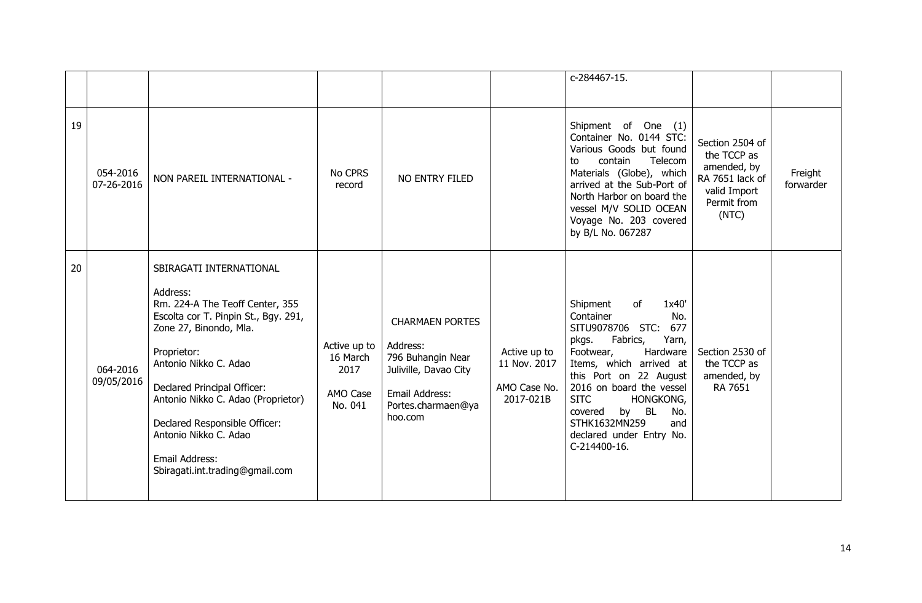| | | | | | | | | |
|---|---|---|---|---|---|---|---|---|
| | | | | | | c-284467-15. | | |
| 19 | 054-2016 07-26-2016 | NON PAREIL INTERNATIONAL - | No CPRS record | NO ENTRY FILED | | Shipment of One (1) Container No. 0144 STC: Various Goods but found to contain Telecom Materials (Globe), which arrived at the Sub-Port of North Harbor on board the vessel M/V SOLID OCEAN Voyage No. 203 covered by B/L No. 067287 | Section 2504 of the TCCP as amended, by RA 7651 lack of valid Import Permit from (NTC) | Freight forwarder |
| 20 | 064-2016 09/05/2016 | SBIRAGATI INTERNATIONAL<br><br>Address:<br>Rm. 224-A The Teoff Center, 355 Escolta cor T. Pinpin St., Bgy. 291, Zone 27, Binondo, Mla.<br><br>Proprietor:<br>Antonio Nikko C. Adao<br><br>Declared Principal Officer:<br>Antonio Nikko C. Adao (Proprietor)<br><br>Declared Responsible Officer:<br>Antonio Nikko C. Adao<br><br>Email Address:<br>Sbiragati.int.trading@gmail.com | Active up to 16 March 2017<br><br>AMO Case No. 041 | CHARMAEN PORTES<br><br>Address:<br>796 Buhangin Near Juliville, Davao City<br><br>Email Address:<br>Portes.charmaen@yahoo.com | Active up to 11 Nov. 2017<br><br>AMO Case No. 2017-021B | Shipment of 1x40' Container No. SITU9078706 STC: 677 pkgs. Fabrics, Yarn, Footwear, Hardware Items, which arrived at this Port on 22 August 2016 on board the vessel SITC HONGKONG, covered by BL No. STHK1632MN259 and declared under Entry No. C-214400-16. | Section 2530 of the TCCP as amended, by RA 7651 | |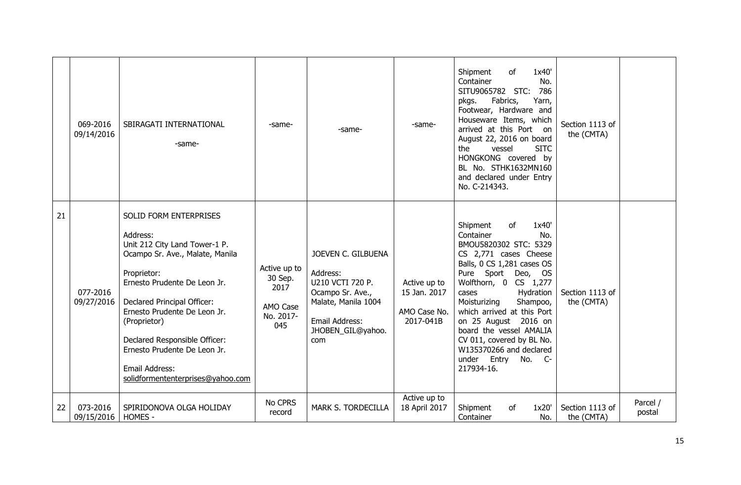| | | | | | | | | |
|---|---|---|---|---|---|---|---|---|
| | 069-2016 09/14/2016 | SBIRAGATI INTERNATIONAL<br><br>-same- | -same- | -same- | -same- | Shipment of 1x40' Container No. SITU9065782 STC: 786 pkgs. Fabrics, Yarn, Footwear, Hardware and Houseware Items, which arrived at this Port on August 22, 2016 on board the vessel SITC HONGKONG covered by BL No. STHK1632MN160 and declared under Entry No. C-214343. | Section 1113 of the (CMTA) | |
| 21 | 077-2016 09/27/2016 | SOLID FORM ENTERPRISES<br><br>Address:<br>Unit 212 City Land Tower-1 P. Ocampo Sr. Ave., Malate, Manila<br><br>Proprietor:<br>Ernesto Prudente De Leon Jr.<br><br>Declared Principal Officer:<br>Ernesto Prudente De Leon Jr. (Proprietor)<br><br>Declared Responsible Officer:<br>Ernesto Prudente De Leon Jr.<br><br>Email Address:<br>solidformententerprises@yahoo.com | Active up to 30 Sep. 2017<br><br>AMO Case No. 2017-045 | JOEVEN C. GILBUENA<br><br>Address:<br>U210 VCTI 720 P. Ocampo Sr. Ave., Malate, Manila 1004<br><br>Email Address:<br>JHOBEN_GIL@yahoo.com | Active up to 15 Jan. 2017<br><br>AMO Case No. 2017-041B | Shipment of 1x40' Container No. BMOU5820302 STC: 5329 CS 2,771 cases Cheese Balls, 0 CS 1,281 cases OS Pure Sport Deo, OS Wolfthorn, 0 CS 1,277 cases Hydration Moisturizing Shampoo, which arrived at this Port on 25 August 2016 on board the vessel AMALIA CV 011, covered by BL No. W135370266 and declared under Entry No. C-217934-16. | Section 1113 of the (CMTA) | |
| 22 | 073-2016 09/15/2016 | SPIRIDONOVA OLGA HOLIDAY HOMES - | No CPRS record | MARK S. TORDECILLA | Active up to 18 April 2017 | Shipment of 1x20' Container No. | Section 1113 of the (CMTA) | Parcel / postal |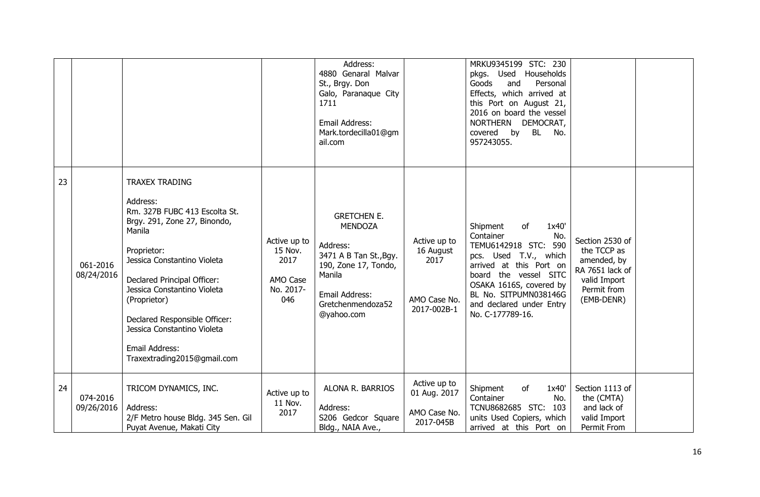| | | | | | | | | |
|---|---|---|---|---|---|---|---|---|
| | | | | Address: 4880 Genaral Malvar St., Brgy. Don Galo, Paranaque City 1711<br><br>Email Address: Mark.tordecilla01@gmail.com | | MRKU9345199 STC: 230 pkgs. Used Households Goods and Personal Effects, which arrived at this Port on August 21, 2016 on board the vessel NORTHERN DEMOCRAT, covered by BL No. 957243055. | | |
| 23 | 061-2016 08/24/2016 | TRAXEX TRADING<br><br>Address: Rm. 327B FUBC 413 Escolta St. Brgy. 291, Zone 27, Binondo, Manila<br><br>Proprietor: Jessica Constantino Violeta<br><br>Declared Principal Officer: Jessica Constantino Violeta (Proprietor)<br><br>Declared Responsible Officer: Jessica Constantino Violeta<br><br>Email Address: Traxextrading2015@gmail.com | Active up to 15 Nov. 2017<br><br>AMO Case No. 2017-046 | GRETCHEN E. MENDOZA<br><br>Address: 3471 A B Tan St.,Bgy. 190, Zone 17, Tondo, Manila<br><br>Email Address: Gretchenmendoza52@yahoo.com | Active up to 16 August 2017<br><br>AMO Case No. 2017-002B-1 | Shipment of 1x40' Container No. TEMU6142918 STC: 590 pcs. Used T.V., which arrived at this Port on board the vessel SITC OSAKA 1616S, covered by BL No. SITPUMN038146G and declared under Entry No. C-177789-16. | Section 2530 of the TCCP as amended, by RA 7651 lack of valid Import Permit from (EMB-DENR) | |
| 24 | 074-2016 09/26/2016 | TRICOM DYNAMICS, INC.<br><br>Address: 2/F Metro house Bldg. 345 Sen. Gil Puyat Avenue, Makati City | Active up to 11 Nov. 2017 | ALONA R. BARRIOS<br><br>Address: S206 Gedcor Square Bldg., NAIA Ave., | Active up to 01 Aug. 2017<br><br>AMO Case No. 2017-045B | Shipment of 1x40' Container No. TCNU8682685 STC: 103 units Used Copiers, which arrived at this Port on | Section 1113 of the (CMTA) and lack of valid Import Permit From | |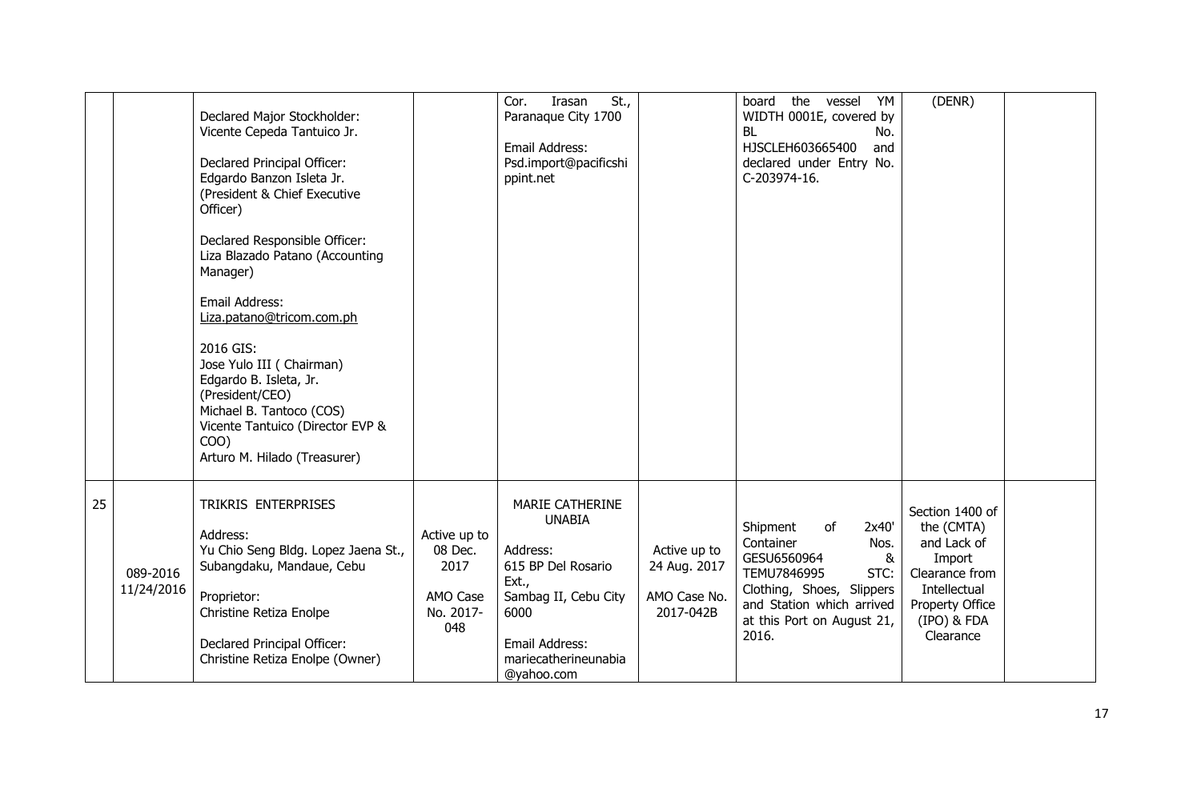| | | | | | | | | |
|---|---|---|---|---|---|---|---|---|
| | | Declared Major Stockholder: Vicente Cepeda Tantuico Jr.<br><br>Declared Principal Officer: Edgardo Banzon Isleta Jr. (President & Chief Executive Officer)<br><br>Declared Responsible Officer: Liza Blazado Patano (Accounting Manager)<br><br>Email Address: Liza.patano@tricom.com.ph<br><br>2016 GIS:<br>Jose Yulo III ( Chairman)<br>Edgardo B. Isleta, Jr. (President/CEO)<br>Michael B. Tantoco (COS)<br>Vicente Tantuico (Director EVP & COO)<br>Arturo M. Hilado (Treasurer) | | Cor. Irasan St., Paranaque City 1700<br><br>Email Address: Psd.import@pacificshippint.net | | board the vessel YM WIDTH 0001E, covered by BL No. HJSCLEH603665400 and declared under Entry No. C-203974-16. | (DENR) | |
| 25 | 089-2016 11/24/2016 | TRIKRIS ENTERPRISES<br><br>Address:<br>Yu Chio Seng Bldg. Lopez Jaena St., Subangdaku, Mandaue, Cebu<br><br>Proprietor:<br>Christine Retiza Enolpe<br><br>Declared Principal Officer:<br>Christine Retiza Enolpe (Owner) | Active up to 08 Dec. 2017<br><br>AMO Case No. 2017-048 | MARIE CATHERINE UNABIA<br><br>Address:<br>615 BP Del Rosario Ext., Sambag II, Cebu City 6000<br><br>Email Address:<br>mariecatherineunabia@yahoo.com | Active up to 24 Aug. 2017<br><br>AMO Case No. 2017-042B | Shipment of 2x40' Container Nos. GESU6560964 & TEMU7846995 STC: Clothing, Shoes, Slippers and Station which arrived at this Port on August 21, 2016. | Section 1400 of the (CMTA) and Lack of Import Clearance from Intellectual Property Office (IPO) & FDA Clearance | |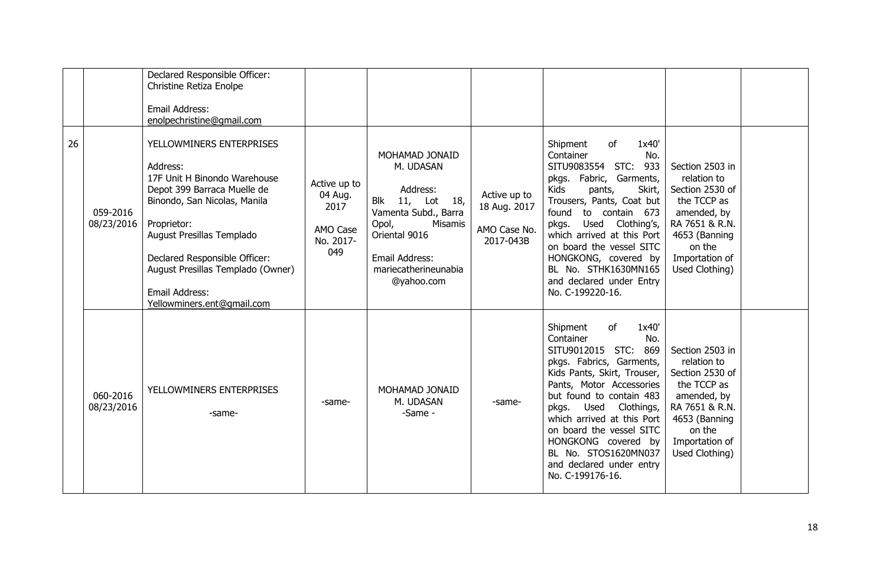|  |  |  |  |  |  |  |  |  |
|---|---|---|---|---|---|---|---|---|
|  |  | Declared Responsible Officer: Christine Retiza Enolpe<br><br>Email Address: enolpechristine@gmail.com |  |  |  |  |  |  |
| 26 | 059-2016 08/23/2016 | YELLOWMINERS ENTERPRISES<br><br>Address:<br>17F Unit H Binondo Warehouse Depot 399 Barraca Muelle de Binondo, San Nicolas, Manila<br><br>Proprietor:<br>August Presillas Templado<br><br>Declared Responsible Officer:<br>August Presillas Templado (Owner)<br><br>Email Address:<br>Yellowminers.ent@gmail.com | Active up to 04 Aug. 2017<br><br>AMO Case No. 2017-049 | MOHAMAD JONAID M. UDASAN<br><br>Address:<br>Blk 11, Lot 18, Vamenta Subd., Barra Opol, Misamis Oriental 9016<br><br>Email Address:<br>mariecatherineunabia @yahoo.com | Active up to 18 Aug. 2017<br><br>AMO Case No. 2017-043B | Shipment of 1x40' Container No. SITU9083554 STC: 933 pkgs. Fabric, Garments, Kids pants, Skirt, Trousers, Pants, Coat but found to contain 673 pkgs. Used Clothing's, which arrived at this Port on board the vessel SITC HONGKONG, covered by BL No. STHK1630MN165 and declared under Entry No. C-199220-16. | Section 2503 in relation to Section 2530 of the TCCP as amended, by RA 7651 & R.N. 4653 (Banning on the Importation of Used Clothing) |  |
|  | 060-2016 08/23/2016 | YELLOWMINERS ENTERPRISES<br><br>-same- | -same- | MOHAMAD JONAID M. UDASAN<br>-Same - | -same- | Shipment of 1x40' Container No. SITU9012015 STC: 869 pkgs. Fabrics, Garments, Kids Pants, Skirt, Trouser, Pants, Motor Accessories but found to contain 483 pkgs. Used Clothings, which arrived at this Port on board the vessel SITC HONGKONG covered by BL No. STOS1620MN037 and declared under entry No. C-199176-16. | Section 2503 in relation to Section 2530 of the TCCP as amended, by RA 7651 & R.N. 4653 (Banning on the Importation of Used Clothing) |  |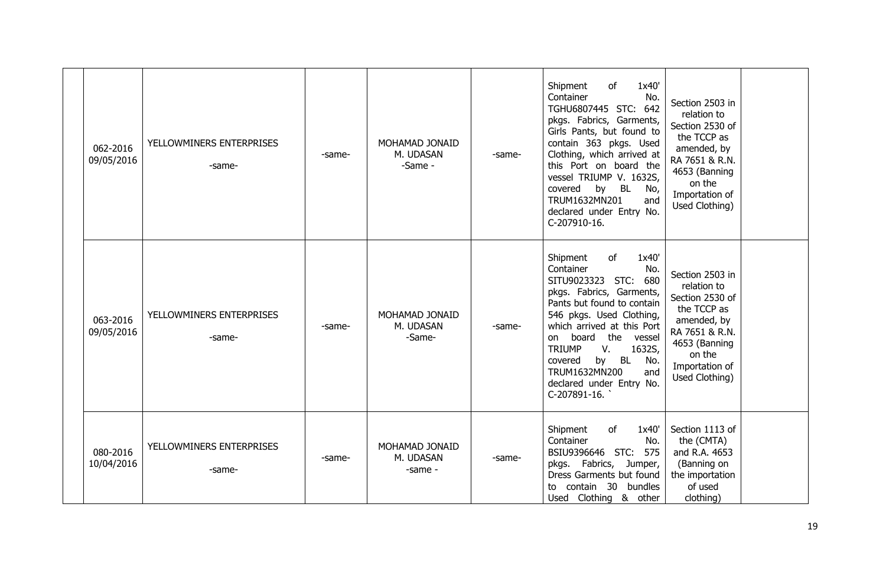| | | | | | | | |
|---|---|---|---|---|---|---|---|
| | 062-2016 09/05/2016 | YELLOWMINERS ENTERPRISES -same- | -same- | MOHAMAD JONAID M. UDASAN -Same - | -same- | Shipment of 1x40' Container No. TGHU6807445 STC: 642 pkgs. Fabrics, Garments, Girls Pants, but found to contain 363 pkgs. Used Clothing, which arrived at this Port on board the vessel TRIUMP V. 1632S, covered by BL No, TRUM1632MN201 and declared under Entry No. C-207910-16. | Section 2503 in relation to Section 2530 of the TCCP as amended, by RA 7651 & R.N. 4653 (Banning on the Importation of Used Clothing) | |
| | 063-2016 09/05/2016 | YELLOWMINERS ENTERPRISES -same- | -same- | MOHAMAD JONAID M. UDASAN -Same- | -same- | Shipment of 1x40' Container No. SITU9023323 STC: 680 pkgs. Fabrics, Garments, Pants but found to contain 546 pkgs. Used Clothing, which arrived at this Port on board the vessel TRIUMP V. 1632S, covered by BL No. TRUM1632MN200 and declared under Entry No. C-207891-16. ` | Section 2503 in relation to Section 2530 of the TCCP as amended, by RA 7651 & R.N. 4653 (Banning on the Importation of Used Clothing) | |
| | 080-2016 10/04/2016 | YELLOWMINERS ENTERPRISES -same- | -same- | MOHAMAD JONAID M. UDASAN -same - | -same- | Shipment of 1x40' Container No. BSIU9396646 STC: 575 pkgs. Fabrics, Jumper, Dress Garments but found to contain 30 bundles Used Clothing & other | Section 1113 of the (CMTA) and R.A. 4653 (Banning on the importation of used clothing) | |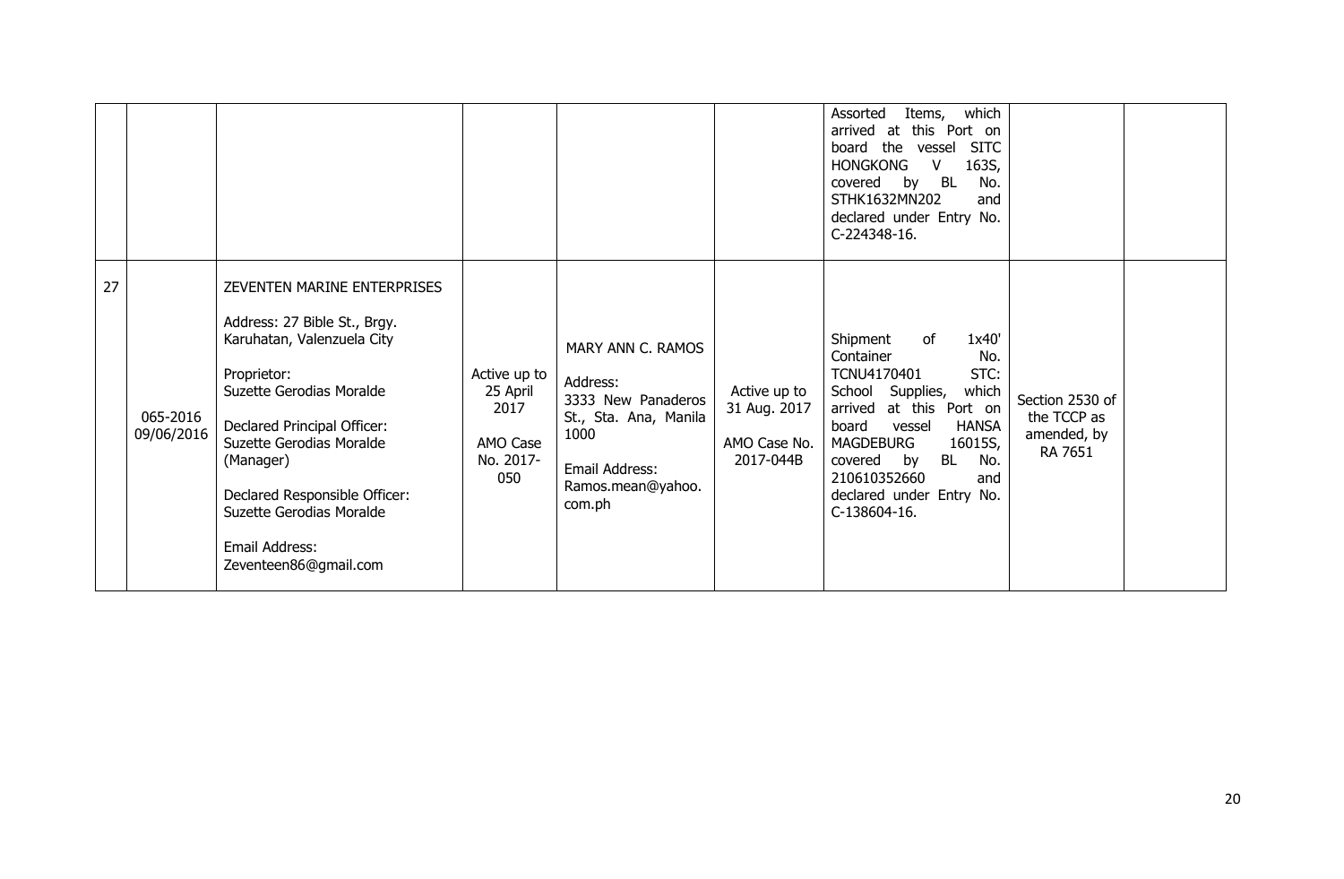| | | | | | | | | |
|---|---|---|---|---|---|---|---|---|
| | | | | | | Assorted Items, which arrived at this Port on board the vessel SITC HONGKONG V 163S, covered by BL No. STHK1632MN202 and declared under Entry No. C-224348-16. | | |
| 27 | 065-2016 09/06/2016 | ZEVENTEN MARINE ENTERPRISES<br><br>Address: 27 Bible St., Brgy. Karuhatan, Valenzuela City<br><br>Proprietor: Suzette Gerodias Moralde<br><br>Declared Principal Officer: Suzette Gerodias Moralde (Manager)<br><br>Declared Responsible Officer: Suzette Gerodias Moralde<br><br>Email Address: Zeventeen86@gmail.com | Active up to 25 April 2017<br><br>AMO Case No. 2017-050 | MARY ANN C. RAMOS<br><br>Address: 3333 New Panaderos St., Sta. Ana, Manila 1000<br><br>Email Address: Ramos.mean@yahoo.com.ph | Active up to 31 Aug. 2017<br><br>AMO Case No. 2017-044B | Shipment of 1x40' Container No. TCNU4170401 STC: School Supplies, which arrived at this Port on board vessel HANSA MAGDEBURG 16015S, covered by BL No. 210610352660 and declared under Entry No. C-138604-16. | Section 2530 of the TCCP as amended, by RA 7651 | |